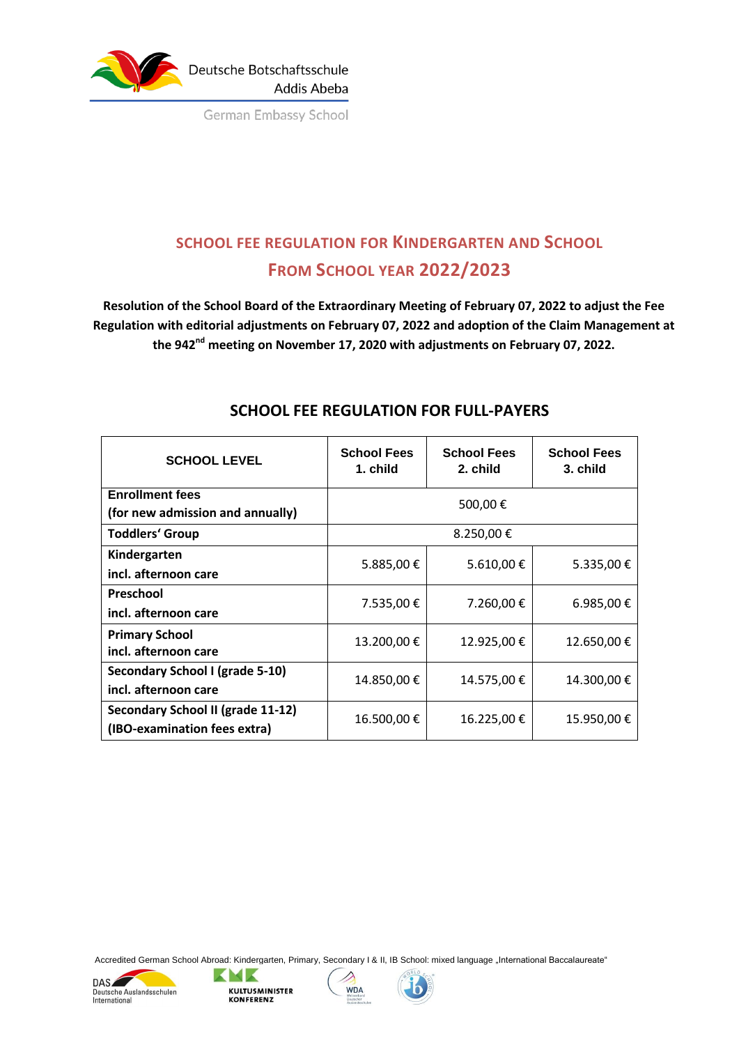Deutsche Botschaftsschule Addis Abeba

German Embassy School

# SCHOOL FEE REGULATION FOR KINDERGARTEN AND SCHOOL FROM SCHOOL YEAR 2022/2023

**Resolution of the School Board of the Extraordinary Meeting of February 07, 2022 to adjust the Fee Regulation with editorial adjustments on February 07, 2022 and adoption of the Claim Management at the 942nd meeting on November 17, 2020 with adjustments on February 07, 2022.**

## SCHOOL FEE REGULATION FOR FULL-PAYERS

| SCHOOL LEVEL | School Fees 1. child | School Fees 2. child | School Fees 3. child |
|---|---|---|---|
| **Enrollment fees (for new admission and annually)** | 500,00 € | | |
| **Toddlers' Group** | 8.250,00 € | | |
| **Kindergarten incl. afternoon care** | 5.885,00 € | 5.610,00 € | 5.335,00 € |
| **Preschool incl. afternoon care** | 7.535,00 € | 7.260,00 € | 6.985,00 € |
| **Primary School incl. afternoon care** | 13.200,00 € | 12.925,00 € | 12.650,00 € |
| **Secondary School I (grade 5-10) incl. afternoon care** | 14.850,00 € | 14.575,00 € | 14.300,00 € |
| **Secondary School II (grade 11-12) (IBO-examination fees extra)** | 16.500,00 € | 16.225,00 € | 15.950,00 € |

Accredited German School Abroad: Kindergarten, Primary, Secondary I & II, IB School: mixed language „International Baccalaureate"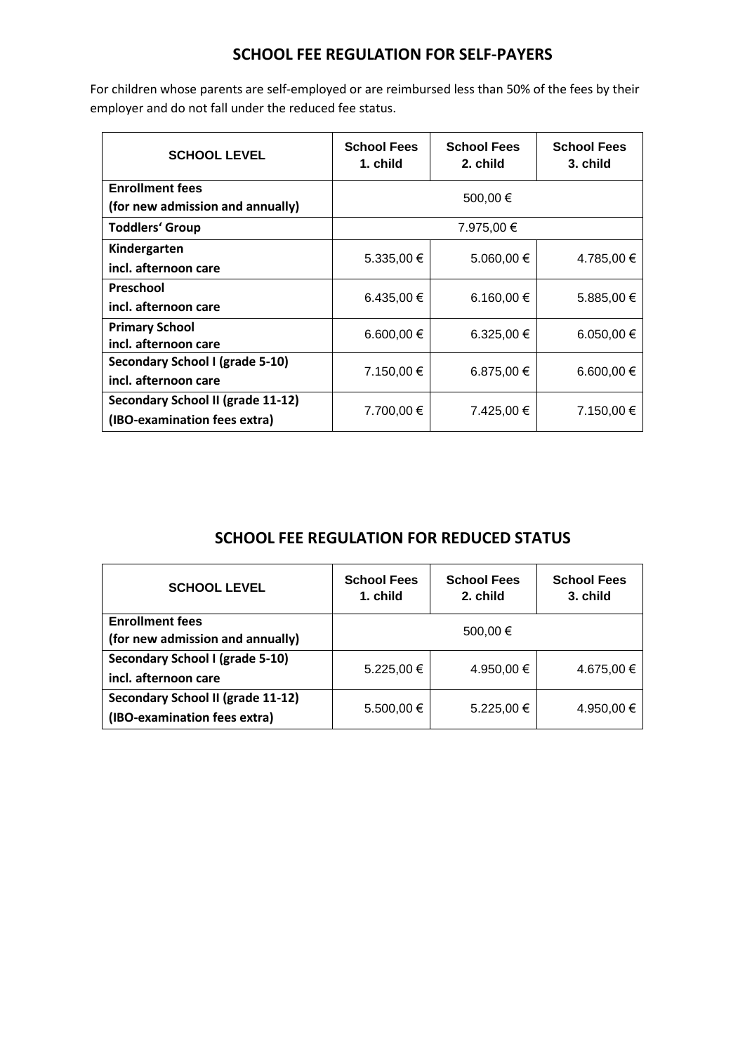## SCHOOL FEE REGULATION FOR SELF-PAYERS

For children whose parents are self-employed or are reimbursed less than 50% of the fees by their employer and do not fall under the reduced fee status.

| SCHOOL LEVEL | School Fees 1. child | School Fees 2. child | School Fees 3. child |
|---|---|---|---|
| **Enrollment fees (for new admission and annually)** | 500,00 € | | |
| **Toddlers' Group** | 7.975,00 € | | |
| **Kindergarten incl. afternoon care** | 5.335,00 € | 5.060,00 € | 4.785,00 € |
| **Preschool incl. afternoon care** | 6.435,00 € | 6.160,00 € | 5.885,00 € |
| **Primary School incl. afternoon care** | 6.600,00 € | 6.325,00 € | 6.050,00 € |
| **Secondary School I (grade 5-10) incl. afternoon care** | 7.150,00 € | 6.875,00 € | 6.600,00 € |
| **Secondary School II (grade 11-12) (IBO-examination fees extra)** | 7.700,00 € | 7.425,00 € | 7.150,00 € |

## SCHOOL FEE REGULATION FOR REDUCED STATUS

| SCHOOL LEVEL | School Fees 1. child | School Fees 2. child | School Fees 3. child |
|---|---|---|---|
| **Enrollment fees (for new admission and annually)** | 500,00 € | | |
| **Secondary School I (grade 5-10) incl. afternoon care** | 5.225,00 € | 4.950,00 € | 4.675,00 € |
| **Secondary School II (grade 11-12) (IBO-examination fees extra)** | 5.500,00 € | 5.225,00 € | 4.950,00 € |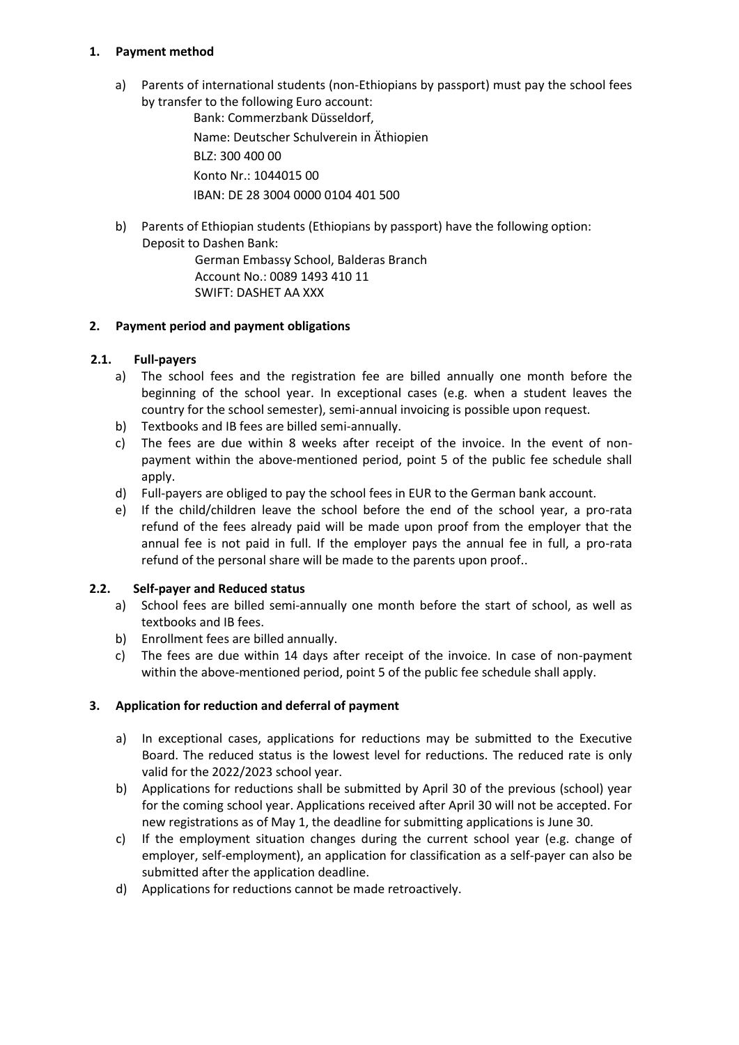## 1. Payment method

a) Parents of international students (non-Ethiopians by passport) must pay the school fees by transfer to the following Euro account:

   Bank: Commerzbank Düsseldorf,
   Name: Deutscher Schulverein in Äthiopien
   BLZ: 300 400 00
   Konto Nr.: 1044015 00
   IBAN: DE 28 3004 0000 0104 401 500

b) Parents of Ethiopian students (Ethiopians by passport) have the following option: Deposit to Dashen Bank:

   German Embassy School, Balderas Branch
   Account No.: 0089 1493 410 11
   SWIFT: DASHET AA XXX

## 2. Payment period and payment obligations

### 2.1. Full-payers

a) The school fees and the registration fee are billed annually one month before the beginning of the school year. In exceptional cases (e.g. when a student leaves the country for the school semester), semi-annual invoicing is possible upon request.

b) Textbooks and IB fees are billed semi-annually.

c) The fees are due within 8 weeks after receipt of the invoice. In the event of non-payment within the above-mentioned period, point 5 of the public fee schedule shall apply.

d) Full-payers are obliged to pay the school fees in EUR to the German bank account.

e) If the child/children leave the school before the end of the school year, a pro-rata refund of the fees already paid will be made upon proof from the employer that the annual fee is not paid in full. If the employer pays the annual fee in full, a pro-rata refund of the personal share will be made to the parents upon proof..

### 2.2. Self-payer and Reduced status

a) School fees are billed semi-annually one month before the start of school, as well as textbooks and IB fees.

b) Enrollment fees are billed annually.

c) The fees are due within 14 days after receipt of the invoice. In case of non-payment within the above-mentioned period, point 5 of the public fee schedule shall apply.

## 3. Application for reduction and deferral of payment

a) In exceptional cases, applications for reductions may be submitted to the Executive Board. The reduced status is the lowest level for reductions. The reduced rate is only valid for the 2022/2023 school year.

b) Applications for reductions shall be submitted by April 30 of the previous (school) year for the coming school year. Applications received after April 30 will not be accepted. For new registrations as of May 1, the deadline for submitting applications is June 30.

c) If the employment situation changes during the current school year (e.g. change of employer, self-employment), an application for classification as a self-payer can also be submitted after the application deadline.

d) Applications for reductions cannot be made retroactively.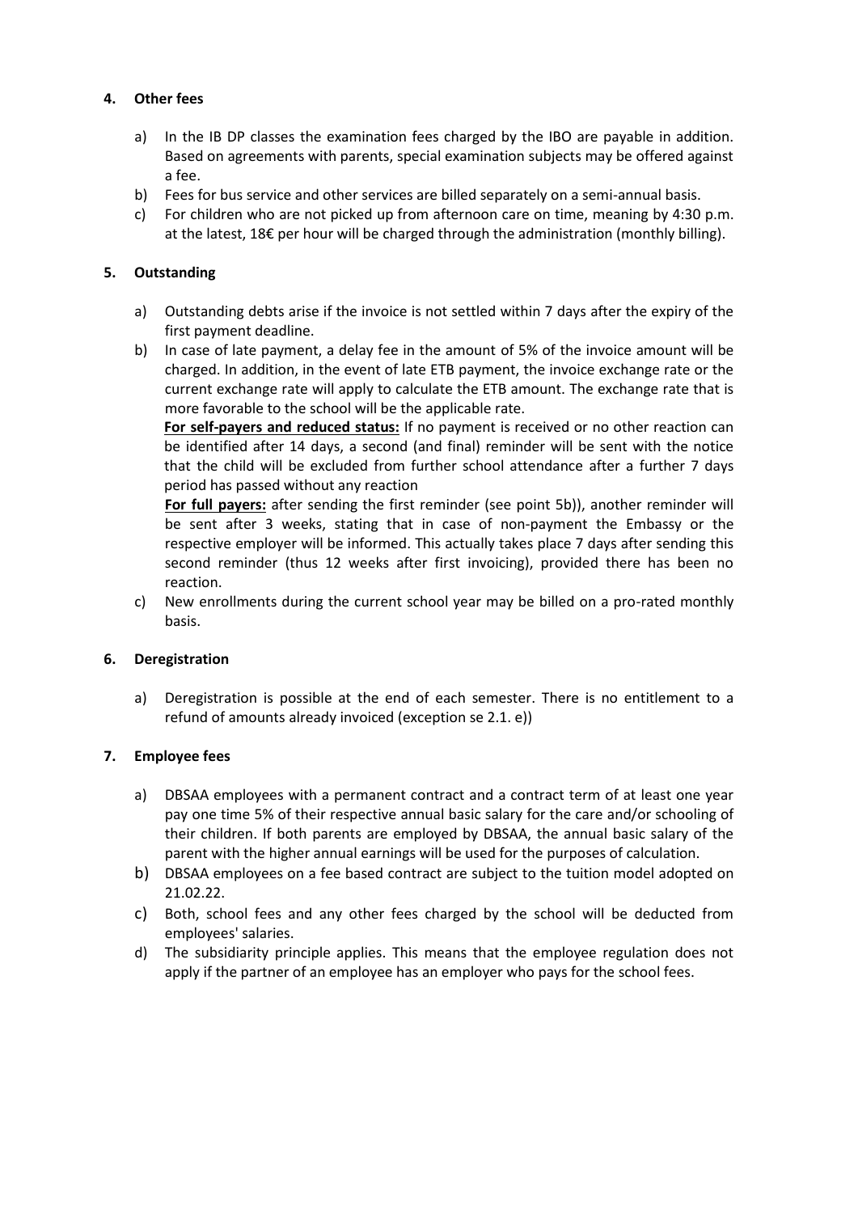## 4. Other fees

a) In the IB DP classes the examination fees charged by the IBO are payable in addition. Based on agreements with parents, special examination subjects may be offered against a fee.

b) Fees for bus service and other services are billed separately on a semi-annual basis.

c) For children who are not picked up from afternoon care on time, meaning by 4:30 p.m. at the latest, 18€ per hour will be charged through the administration (monthly billing).

## 5. Outstanding

a) Outstanding debts arise if the invoice is not settled within 7 days after the expiry of the first payment deadline.

b) In case of late payment, a delay fee in the amount of 5% of the invoice amount will be charged. In addition, in the event of late ETB payment, the invoice exchange rate or the current exchange rate will apply to calculate the ETB amount. The exchange rate that is more favorable to the school will be the applicable rate.

**For self-payers and reduced status:** If no payment is received or no other reaction can be identified after 14 days, a second (and final) reminder will be sent with the notice that the child will be excluded from further school attendance after a further 7 days period has passed without any reaction

**For full payers:** after sending the first reminder (see point 5b)), another reminder will be sent after 3 weeks, stating that in case of non-payment the Embassy or the respective employer will be informed. This actually takes place 7 days after sending this second reminder (thus 12 weeks after first invoicing), provided there has been no reaction.

c) New enrollments during the current school year may be billed on a pro-rated monthly basis.

## 6. Deregistration

a) Deregistration is possible at the end of each semester. There is no entitlement to a refund of amounts already invoiced (exception se 2.1. e))

## 7. Employee fees

a) DBSAA employees with a permanent contract and a contract term of at least one year pay one time 5% of their respective annual basic salary for the care and/or schooling of their children. If both parents are employed by DBSAA, the annual basic salary of the parent with the higher annual earnings will be used for the purposes of calculation.

b) DBSAA employees on a fee based contract are subject to the tuition model adopted on 21.02.22.

c) Both, school fees and any other fees charged by the school will be deducted from employees' salaries.

d) The subsidiarity principle applies. This means that the employee regulation does not apply if the partner of an employee has an employer who pays for the school fees.